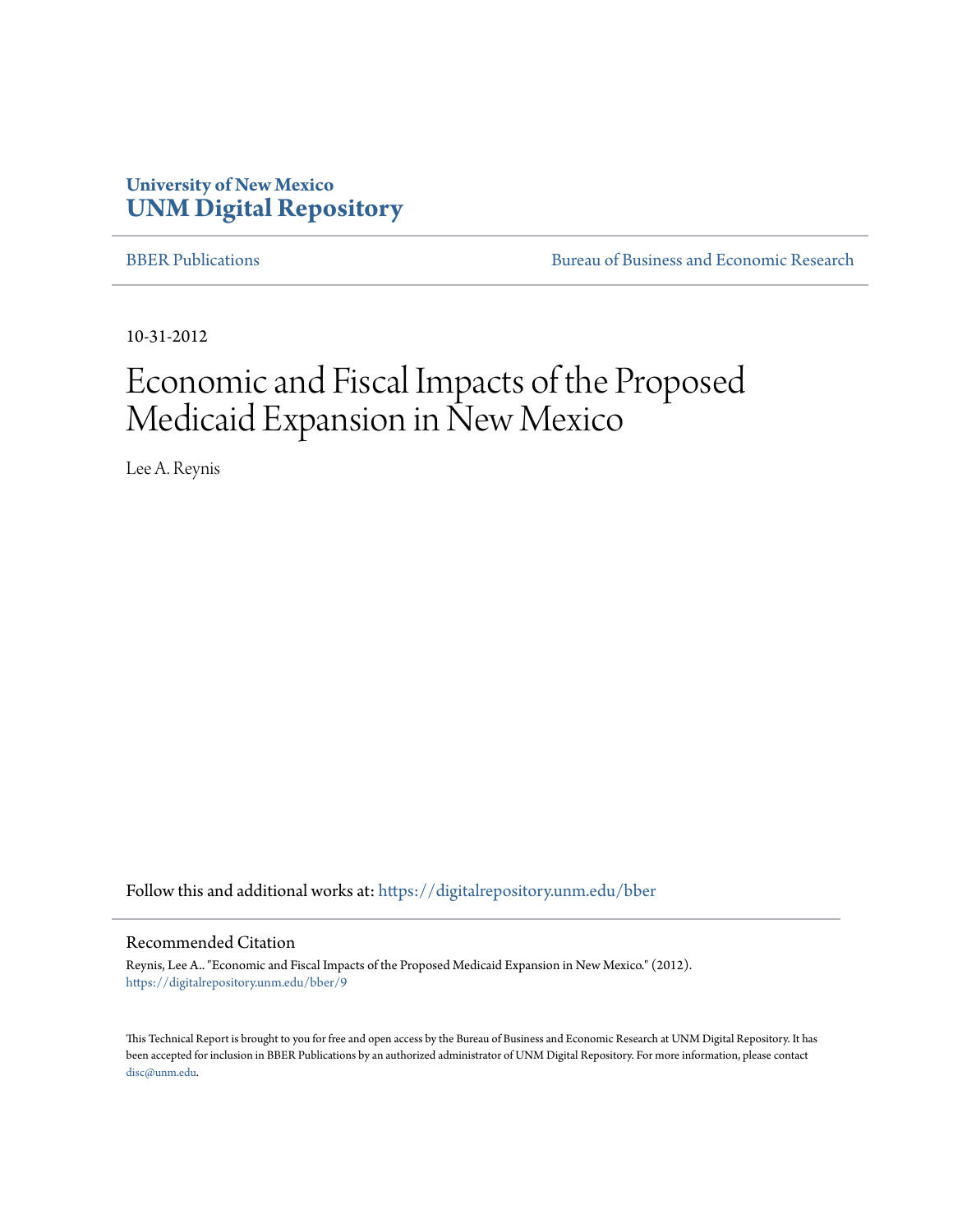University of New Mexico
**UNM Digital Repository**

BBER Publications | Bureau of Business and Economic Research

10-31-2012

# Economic and Fiscal Impacts of the Proposed Medicaid Expansion in New Mexico

Lee A. Reynis

Follow this and additional works at: https://digitalrepository.unm.edu/bber

## Recommended Citation

Reynis, Lee A.. "Economic and Fiscal Impacts of the Proposed Medicaid Expansion in New Mexico." (2012). https://digitalrepository.unm.edu/bber/9

This Technical Report is brought to you for free and open access by the Bureau of Business and Economic Research at UNM Digital Repository. It has been accepted for inclusion in BBER Publications by an authorized administrator of UNM Digital Repository. For more information, please contact disc@unm.edu.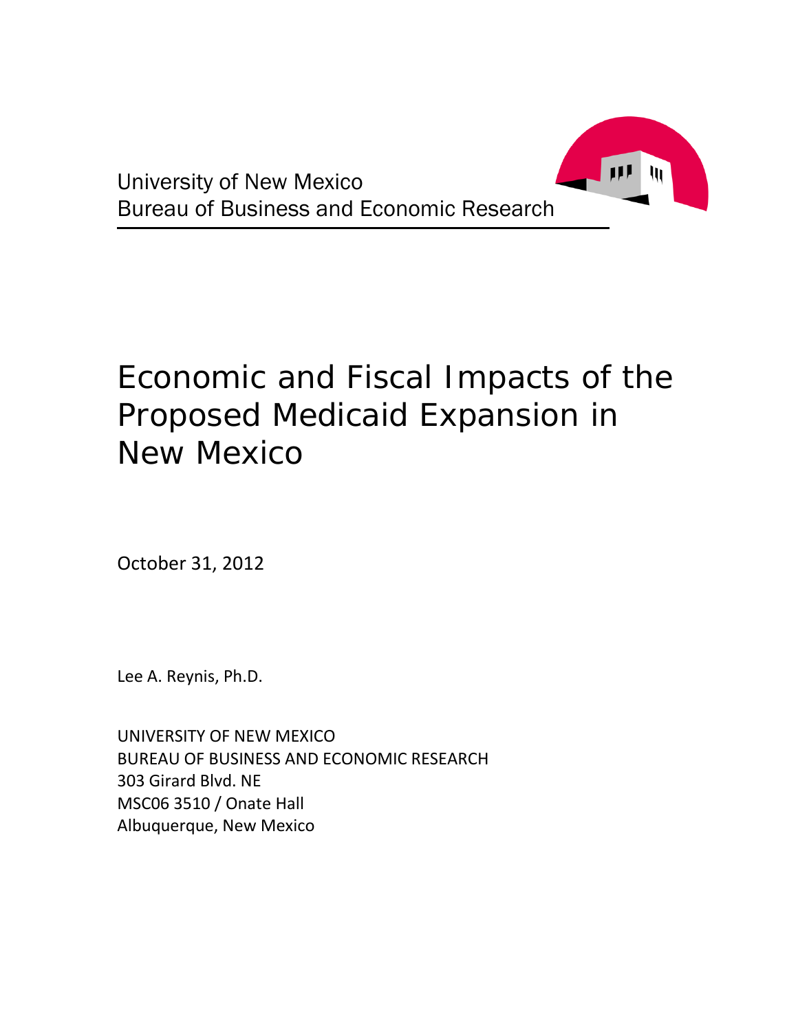University of New Mexico
Bureau of Business and Economic Research

# Economic and Fiscal Impacts of the Proposed Medicaid Expansion in New Mexico

October 31, 2012

Lee A. Reynis, Ph.D.

UNIVERSITY OF NEW MEXICO
BUREAU OF BUSINESS AND ECONOMIC RESEARCH
303 Girard Blvd. NE
MSC06 3510 / Onate Hall
Albuquerque, New Mexico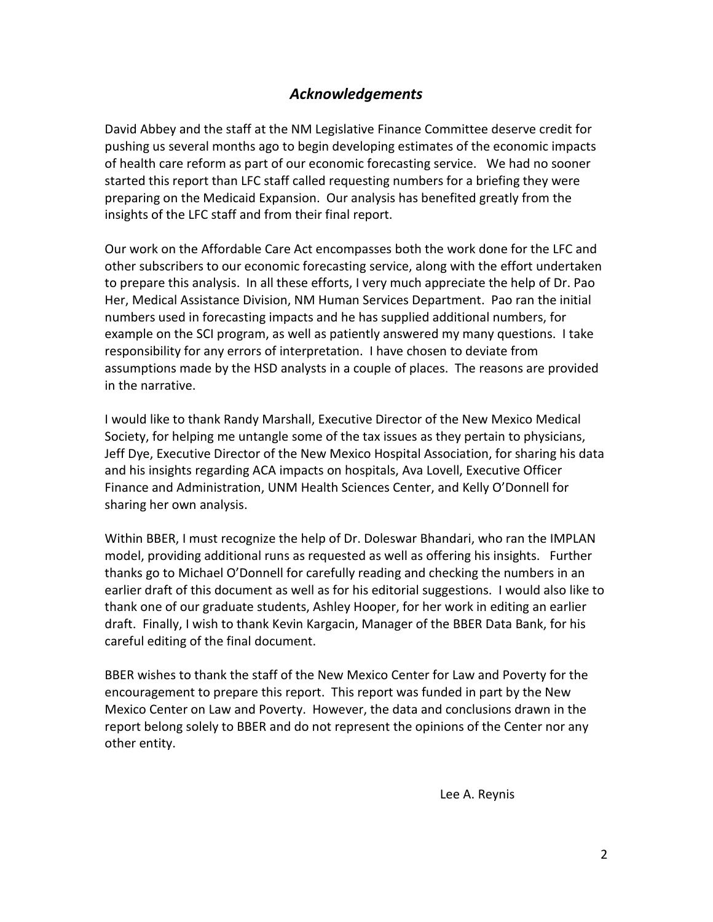## *Acknowledgements*

David Abbey and the staff at the NM Legislative Finance Committee deserve credit for pushing us several months ago to begin developing estimates of the economic impacts of health care reform as part of our economic forecasting service. We had no sooner started this report than LFC staff called requesting numbers for a briefing they were preparing on the Medicaid Expansion. Our analysis has benefited greatly from the insights of the LFC staff and from their final report.

Our work on the Affordable Care Act encompasses both the work done for the LFC and other subscribers to our economic forecasting service, along with the effort undertaken to prepare this analysis. In all these efforts, I very much appreciate the help of Dr. Pao Her, Medical Assistance Division, NM Human Services Department. Pao ran the initial numbers used in forecasting impacts and he has supplied additional numbers, for example on the SCI program, as well as patiently answered my many questions. I take responsibility for any errors of interpretation. I have chosen to deviate from assumptions made by the HSD analysts in a couple of places. The reasons are provided in the narrative.

I would like to thank Randy Marshall, Executive Director of the New Mexico Medical Society, for helping me untangle some of the tax issues as they pertain to physicians, Jeff Dye, Executive Director of the New Mexico Hospital Association, for sharing his data and his insights regarding ACA impacts on hospitals, Ava Lovell, Executive Officer Finance and Administration, UNM Health Sciences Center, and Kelly O'Donnell for sharing her own analysis.

Within BBER, I must recognize the help of Dr. Doleswar Bhandari, who ran the IMPLAN model, providing additional runs as requested as well as offering his insights. Further thanks go to Michael O'Donnell for carefully reading and checking the numbers in an earlier draft of this document as well as for his editorial suggestions. I would also like to thank one of our graduate students, Ashley Hooper, for her work in editing an earlier draft. Finally, I wish to thank Kevin Kargacin, Manager of the BBER Data Bank, for his careful editing of the final document.

BBER wishes to thank the staff of the New Mexico Center for Law and Poverty for the encouragement to prepare this report. This report was funded in part by the New Mexico Center on Law and Poverty. However, the data and conclusions drawn in the report belong solely to BBER and do not represent the opinions of the Center nor any other entity.

Lee A. Reynis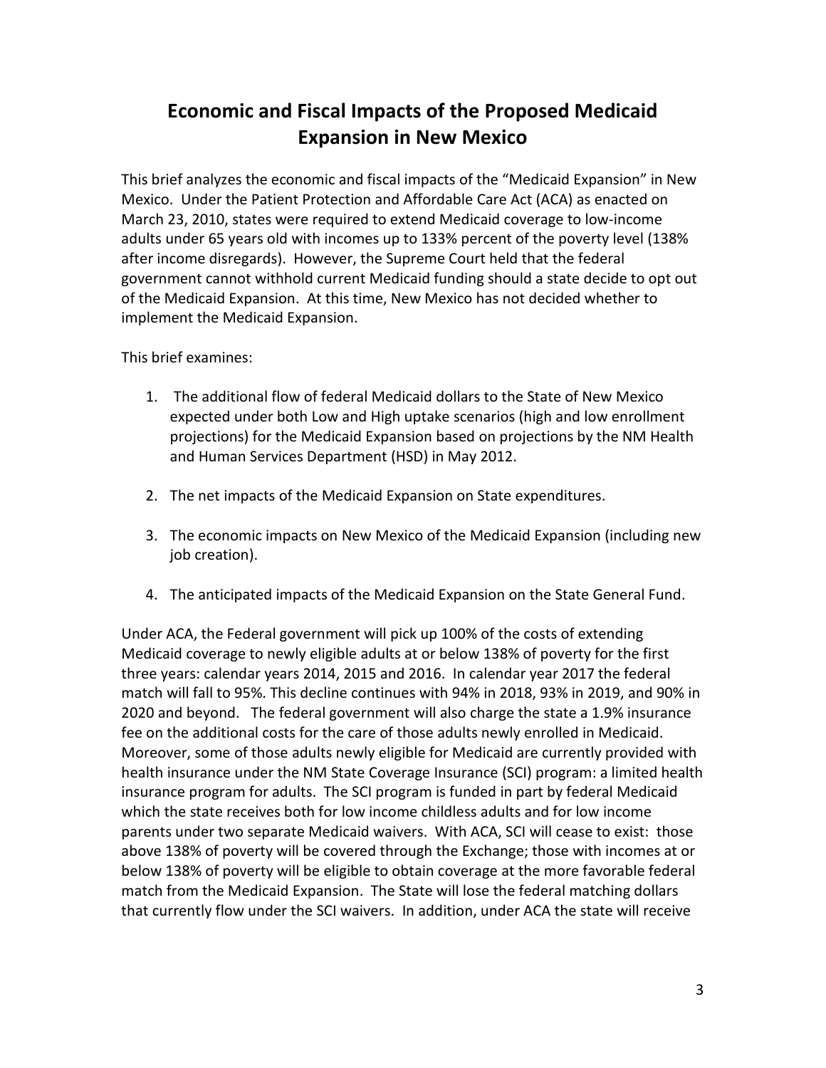# Economic and Fiscal Impacts of the Proposed Medicaid Expansion in New Mexico

This brief analyzes the economic and fiscal impacts of the "Medicaid Expansion" in New Mexico. Under the Patient Protection and Affordable Care Act (ACA) as enacted on March 23, 2010, states were required to extend Medicaid coverage to low-income adults under 65 years old with incomes up to 133% percent of the poverty level (138% after income disregards). However, the Supreme Court held that the federal government cannot withhold current Medicaid funding should a state decide to opt out of the Medicaid Expansion. At this time, New Mexico has not decided whether to implement the Medicaid Expansion.

This brief examines:

1. The additional flow of federal Medicaid dollars to the State of New Mexico expected under both Low and High uptake scenarios (high and low enrollment projections) for the Medicaid Expansion based on projections by the NM Health and Human Services Department (HSD) in May 2012.
2. The net impacts of the Medicaid Expansion on State expenditures.
3. The economic impacts on New Mexico of the Medicaid Expansion (including new job creation).
4. The anticipated impacts of the Medicaid Expansion on the State General Fund.

Under ACA, the Federal government will pick up 100% of the costs of extending Medicaid coverage to newly eligible adults at or below 138% of poverty for the first three years: calendar years 2014, 2015 and 2016. In calendar year 2017 the federal match will fall to 95%. This decline continues with 94% in 2018, 93% in 2019, and 90% in 2020 and beyond. The federal government will also charge the state a 1.9% insurance fee on the additional costs for the care of those adults newly enrolled in Medicaid. Moreover, some of those adults newly eligible for Medicaid are currently provided with health insurance under the NM State Coverage Insurance (SCI) program: a limited health insurance program for adults. The SCI program is funded in part by federal Medicaid which the state receives both for low income childless adults and for low income parents under two separate Medicaid waivers. With ACA, SCI will cease to exist: those above 138% of poverty will be covered through the Exchange; those with incomes at or below 138% of poverty will be eligible to obtain coverage at the more favorable federal match from the Medicaid Expansion. The State will lose the federal matching dollars that currently flow under the SCI waivers. In addition, under ACA the state will receive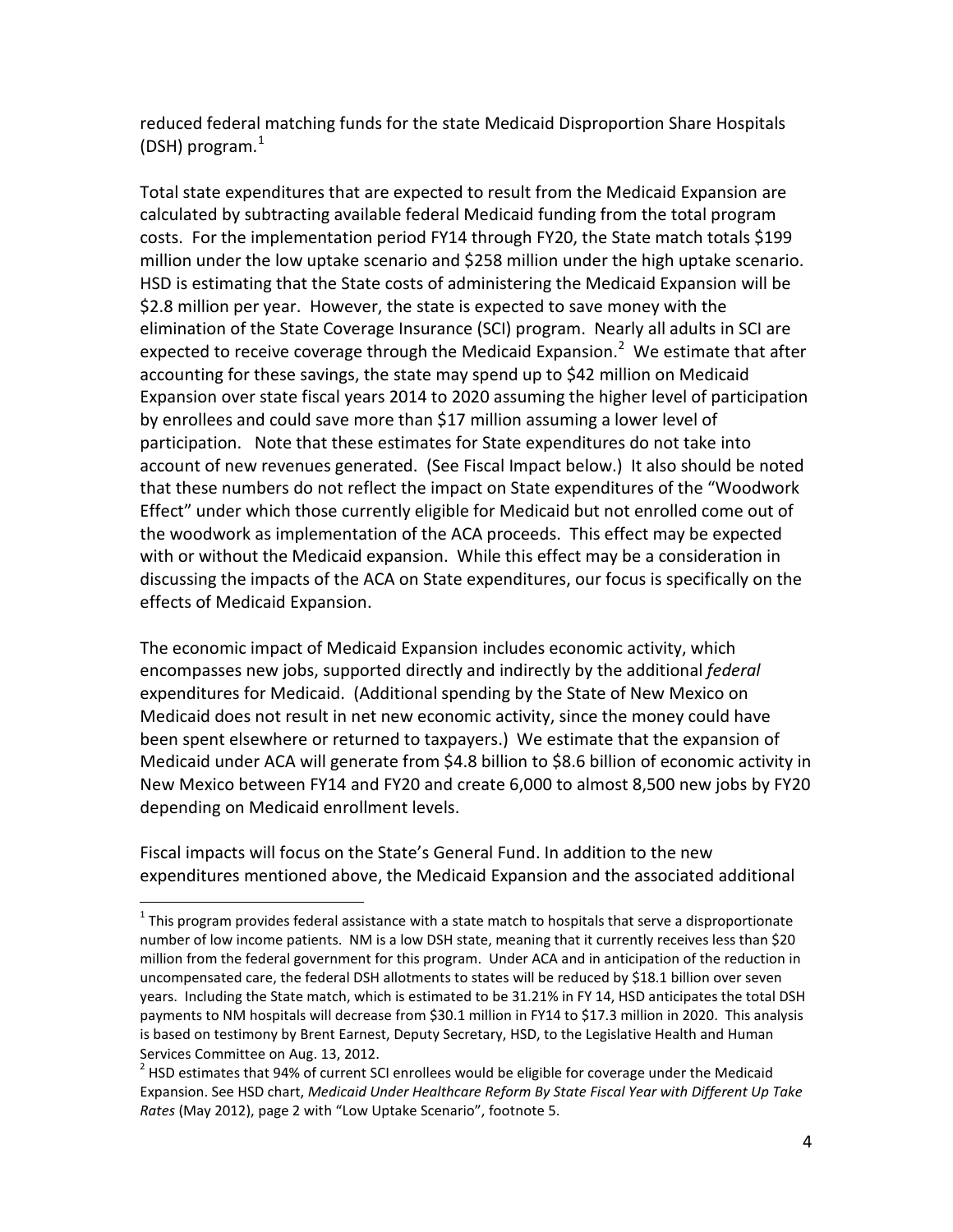reduced federal matching funds for the state Medicaid Disproportion Share Hospitals (DSH) program.[1]

Total state expenditures that are expected to result from the Medicaid Expansion are calculated by subtracting available federal Medicaid funding from the total program costs. For the implementation period FY14 through FY20, the State match totals $199 million under the low uptake scenario and $258 million under the high uptake scenario. HSD is estimating that the State costs of administering the Medicaid Expansion will be $2.8 million per year. However, the state is expected to save money with the elimination of the State Coverage Insurance (SCI) program. Nearly all adults in SCI are expected to receive coverage through the Medicaid Expansion.[2] We estimate that after accounting for these savings, the state may spend up to $42 million on Medicaid Expansion over state fiscal years 2014 to 2020 assuming the higher level of participation by enrollees and could save more than $17 million assuming a lower level of participation. Note that these estimates for State expenditures do not take into account of new revenues generated. (See Fiscal Impact below.) It also should be noted that these numbers do not reflect the impact on State expenditures of the "Woodwork Effect" under which those currently eligible for Medicaid but not enrolled come out of the woodwork as implementation of the ACA proceeds. This effect may be expected with or without the Medicaid expansion. While this effect may be a consideration in discussing the impacts of the ACA on State expenditures, our focus is specifically on the effects of Medicaid Expansion.

The economic impact of Medicaid Expansion includes economic activity, which encompasses new jobs, supported directly and indirectly by the additional *federal* expenditures for Medicaid. (Additional spending by the State of New Mexico on Medicaid does not result in net new economic activity, since the money could have been spent elsewhere or returned to taxpayers.) We estimate that the expansion of Medicaid under ACA will generate from $4.8 billion to $8.6 billion of economic activity in New Mexico between FY14 and FY20 and create 6,000 to almost 8,500 new jobs by FY20 depending on Medicaid enrollment levels.

Fiscal impacts will focus on the State's General Fund. In addition to the new expenditures mentioned above, the Medicaid Expansion and the associated additional

---

[1] This program provides federal assistance with a state match to hospitals that serve a disproportionate number of low income patients. NM is a low DSH state, meaning that it currently receives less than $20 million from the federal government for this program. Under ACA and in anticipation of the reduction in uncompensated care, the federal DSH allotments to states will be reduced by $18.1 billion over seven years. Including the State match, which is estimated to be 31.21% in FY 14, HSD anticipates the total DSH payments to NM hospitals will decrease from $30.1 million in FY14 to $17.3 million in 2020. This analysis is based on testimony by Brent Earnest, Deputy Secretary, HSD, to the Legislative Health and Human Services Committee on Aug. 13, 2012.

[2] HSD estimates that 94% of current SCI enrollees would be eligible for coverage under the Medicaid Expansion. See HSD chart, *Medicaid Under Healthcare Reform By State Fiscal Year with Different Up Take Rates* (May 2012), page 2 with "Low Uptake Scenario", footnote 5.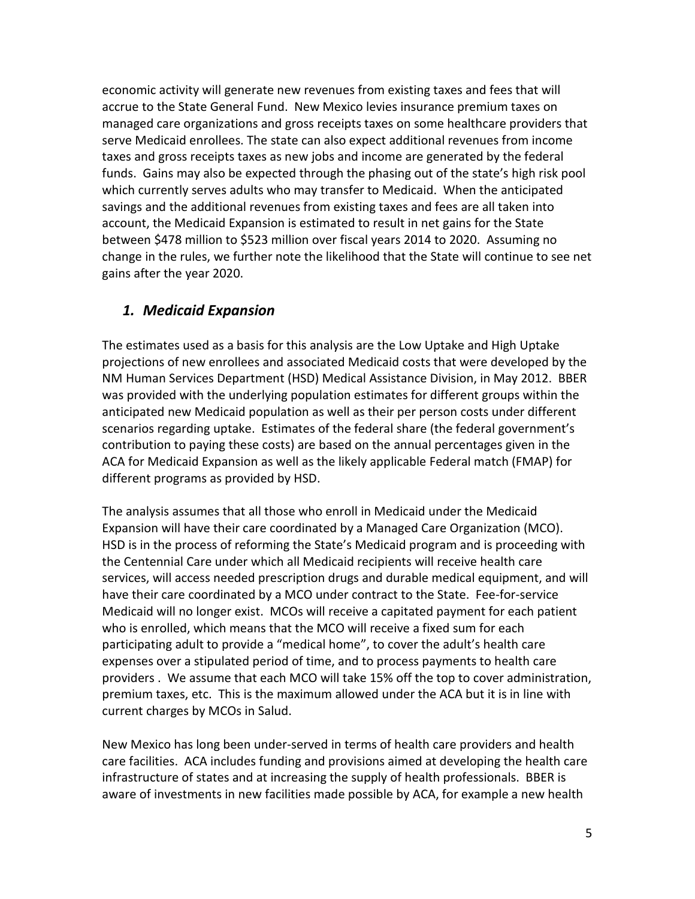economic activity will generate new revenues from existing taxes and fees that will accrue to the State General Fund. New Mexico levies insurance premium taxes on managed care organizations and gross receipts taxes on some healthcare providers that serve Medicaid enrollees. The state can also expect additional revenues from income taxes and gross receipts taxes as new jobs and income are generated by the federal funds. Gains may also be expected through the phasing out of the state's high risk pool which currently serves adults who may transfer to Medicaid. When the anticipated savings and the additional revenues from existing taxes and fees are all taken into account, the Medicaid Expansion is estimated to result in net gains for the State between $478 million to $523 million over fiscal years 2014 to 2020. Assuming no change in the rules, we further note the likelihood that the State will continue to see net gains after the year 2020.

## *1. Medicaid Expansion*

The estimates used as a basis for this analysis are the Low Uptake and High Uptake projections of new enrollees and associated Medicaid costs that were developed by the NM Human Services Department (HSD) Medical Assistance Division, in May 2012. BBER was provided with the underlying population estimates for different groups within the anticipated new Medicaid population as well as their per person costs under different scenarios regarding uptake. Estimates of the federal share (the federal government's contribution to paying these costs) are based on the annual percentages given in the ACA for Medicaid Expansion as well as the likely applicable Federal match (FMAP) for different programs as provided by HSD.

The analysis assumes that all those who enroll in Medicaid under the Medicaid Expansion will have their care coordinated by a Managed Care Organization (MCO). HSD is in the process of reforming the State's Medicaid program and is proceeding with the Centennial Care under which all Medicaid recipients will receive health care services, will access needed prescription drugs and durable medical equipment, and will have their care coordinated by a MCO under contract to the State. Fee-for-service Medicaid will no longer exist. MCOs will receive a capitated payment for each patient who is enrolled, which means that the MCO will receive a fixed sum for each participating adult to provide a "medical home", to cover the adult's health care expenses over a stipulated period of time, and to process payments to health care providers . We assume that each MCO will take 15% off the top to cover administration, premium taxes, etc. This is the maximum allowed under the ACA but it is in line with current charges by MCOs in Salud.

New Mexico has long been under-served in terms of health care providers and health care facilities. ACA includes funding and provisions aimed at developing the health care infrastructure of states and at increasing the supply of health professionals. BBER is aware of investments in new facilities made possible by ACA, for example a new health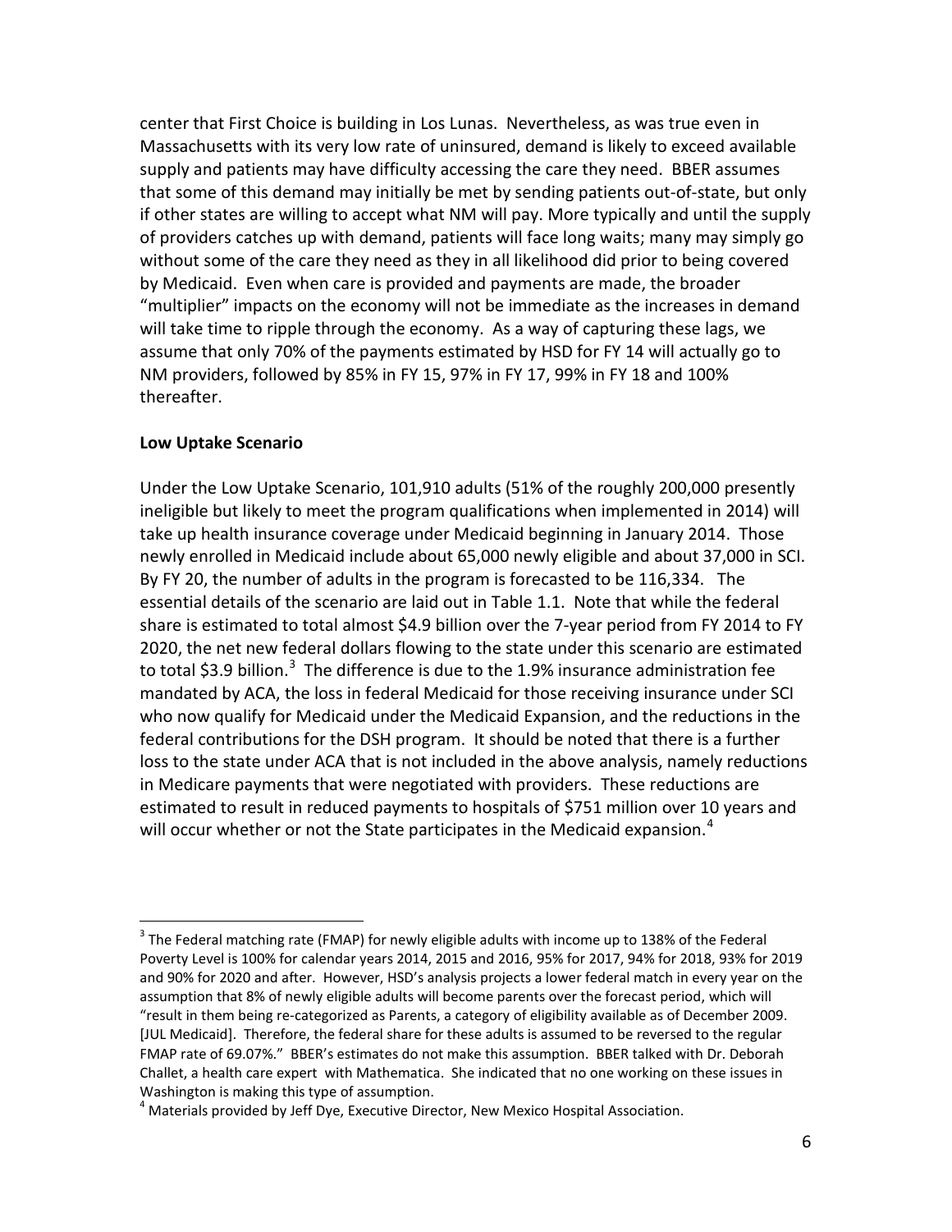center that First Choice is building in Los Lunas. Nevertheless, as was true even in Massachusetts with its very low rate of uninsured, demand is likely to exceed available supply and patients may have difficulty accessing the care they need. BBER assumes that some of this demand may initially be met by sending patients out-of-state, but only if other states are willing to accept what NM will pay. More typically and until the supply of providers catches up with demand, patients will face long waits; many may simply go without some of the care they need as they in all likelihood did prior to being covered by Medicaid. Even when care is provided and payments are made, the broader "multiplier" impacts on the economy will not be immediate as the increases in demand will take time to ripple through the economy. As a way of capturing these lags, we assume that only 70% of the payments estimated by HSD for FY 14 will actually go to NM providers, followed by 85% in FY 15, 97% in FY 17, 99% in FY 18 and 100% thereafter.

**Low Uptake Scenario**

Under the Low Uptake Scenario, 101,910 adults (51% of the roughly 200,000 presently ineligible but likely to meet the program qualifications when implemented in 2014) will take up health insurance coverage under Medicaid beginning in January 2014. Those newly enrolled in Medicaid include about 65,000 newly eligible and about 37,000 in SCI. By FY 20, the number of adults in the program is forecasted to be 116,334. The essential details of the scenario are laid out in Table 1.1. Note that while the federal share is estimated to total almost $4.9 billion over the 7-year period from FY 2014 to FY 2020, the net new federal dollars flowing to the state under this scenario are estimated to total $3.9 billion.[3] The difference is due to the 1.9% insurance administration fee mandated by ACA, the loss in federal Medicaid for those receiving insurance under SCI who now qualify for Medicaid under the Medicaid Expansion, and the reductions in the federal contributions for the DSH program. It should be noted that there is a further loss to the state under ACA that is not included in the above analysis, namely reductions in Medicare payments that were negotiated with providers. These reductions are estimated to result in reduced payments to hospitals of $751 million over 10 years and will occur whether or not the State participates in the Medicaid expansion.[4]

---

[3] The Federal matching rate (FMAP) for newly eligible adults with income up to 138% of the Federal Poverty Level is 100% for calendar years 2014, 2015 and 2016, 95% for 2017, 94% for 2018, 93% for 2019 and 90% for 2020 and after. However, HSD's analysis projects a lower federal match in every year on the assumption that 8% of newly eligible adults will become parents over the forecast period, which will "result in them being re-categorized as Parents, a category of eligibility available as of December 2009. [JUL Medicaid]. Therefore, the federal share for these adults is assumed to be reversed to the regular FMAP rate of 69.07%." BBER's estimates do not make this assumption. BBER talked with Dr. Deborah Challet, a health care expert with Mathematica. She indicated that no one working on these issues in Washington is making this type of assumption.

[4] Materials provided by Jeff Dye, Executive Director, New Mexico Hospital Association.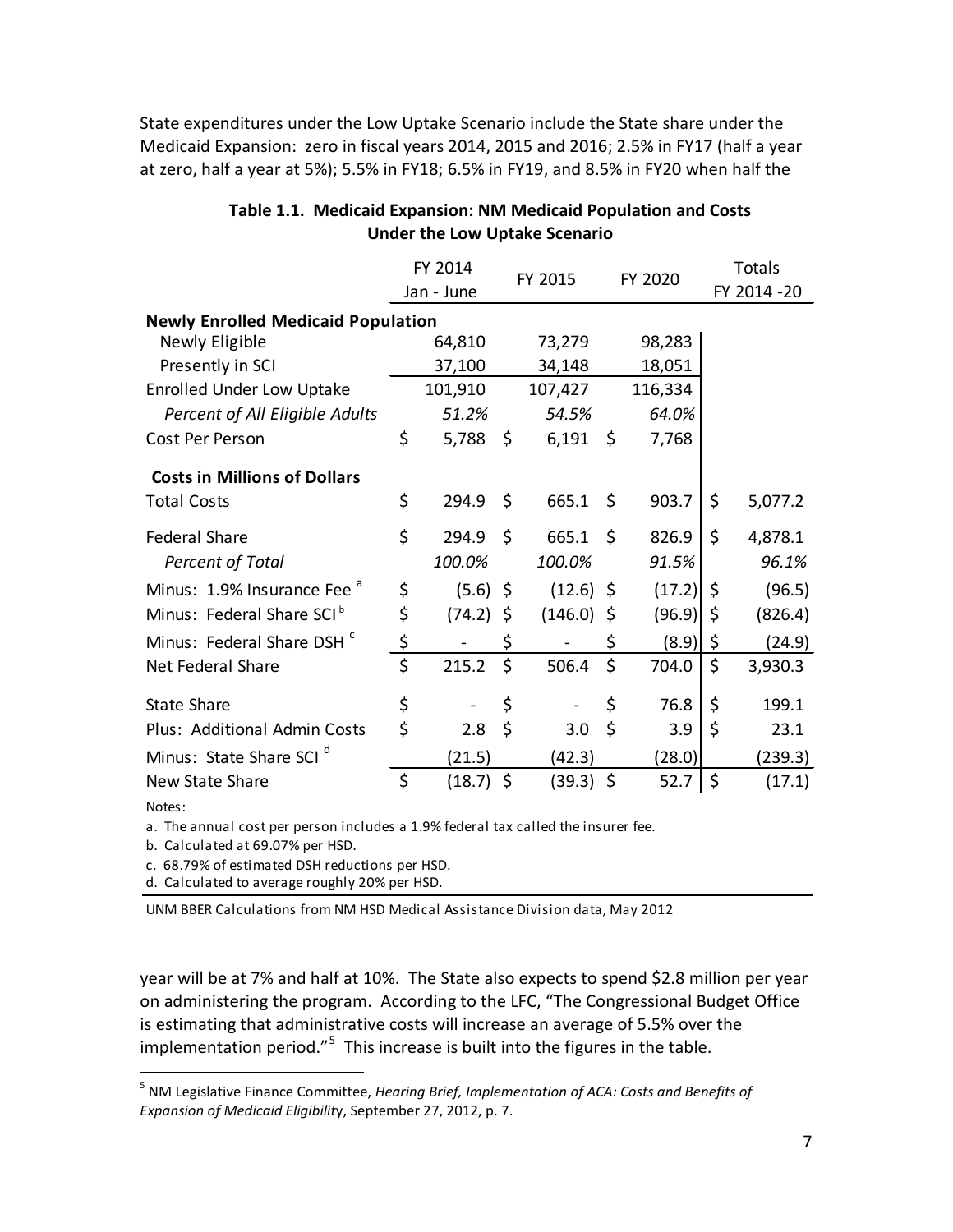State expenditures under the Low Uptake Scenario include the State share under the Medicaid Expansion: zero in fiscal years 2014, 2015 and 2016; 2.5% in FY17 (half a year at zero, half a year at 5%); 5.5% in FY18; 6.5% in FY19, and 8.5% in FY20 when half the

**Table 1.1. Medicaid Expansion: NM Medicaid Population and Costs Under the Low Uptake Scenario**

| | FY 2014 Jan - June | FY 2015 | FY 2020 | Totals FY 2014 -20 |
|---|---|---|---|---|
| **Newly Enrolled Medicaid Population** | | | | |
| Newly Eligible | 64,810 | 73,279 | 98,283 | |
| Presently in SCI | 37,100 | 34,148 | 18,051 | |
| Enrolled Under Low Uptake | 101,910 | 107,427 | 116,334 | |
| *Percent of All Eligible Adults* | *51.2%* | *54.5%* | *64.0%* | |
| Cost Per Person | $ 5,788 | $ 6,191 | $ 7,768 | |
| **Costs in Millions of Dollars** | | | | |
| Total Costs | $ 294.9 | $ 665.1 | $ 903.7 | $ 5,077.2 |
| Federal Share | $ 294.9 | $ 665.1 | $ 826.9 | $ 4,878.1 |
| *Percent of Total* | *100.0%* | *100.0%* | *91.5%* | *96.1%* |
| Minus: 1.9% Insurance Fee [a] | $ (5.6) | $ (12.6) | $ (17.2) | $ (96.5) |
| Minus: Federal Share SCI [b] | $ (74.2) | $ (146.0) | $ (96.9) | $ (826.4) |
| Minus: Federal Share DSH [c] | $ - | $ - | $ (8.9) | $ (24.9) |
| Net Federal Share | $ 215.2 | $ 506.4 | $ 704.0 | $ 3,930.3 |
| State Share | $ - | $ - | $ 76.8 | $ 199.1 |
| Plus: Additional Admin Costs | $ 2.8 | $ 3.0 | $ 3.9 | $ 23.1 |
| Minus: State Share SCI [d] | (21.5) | (42.3) | (28.0) | (239.3) |
| New State Share | $ (18.7) | $ (39.3) | $ 52.7 | $ (17.1) |

Notes:

a. The annual cost per person includes a 1.9% federal tax called the insurer fee.

b. Calculated at 69.07% per HSD.

c. 68.79% of estimated DSH reductions per HSD.

d. Calculated to average roughly 20% per HSD.

UNM BBER Calculations from NM HSD Medical Assistance Division data, May 2012

year will be at 7% and half at 10%. The State also expects to spend $2.8 million per year on administering the program. According to the LFC, "The Congressional Budget Office is estimating that administrative costs will increase an average of 5.5% over the implementation period."[5] This increase is built into the figures in the table.

[5] NM Legislative Finance Committee, *Hearing Brief, Implementation of ACA: Costs and Benefits of Expansion of Medicaid Eligibility*, September 27, 2012, p. 7.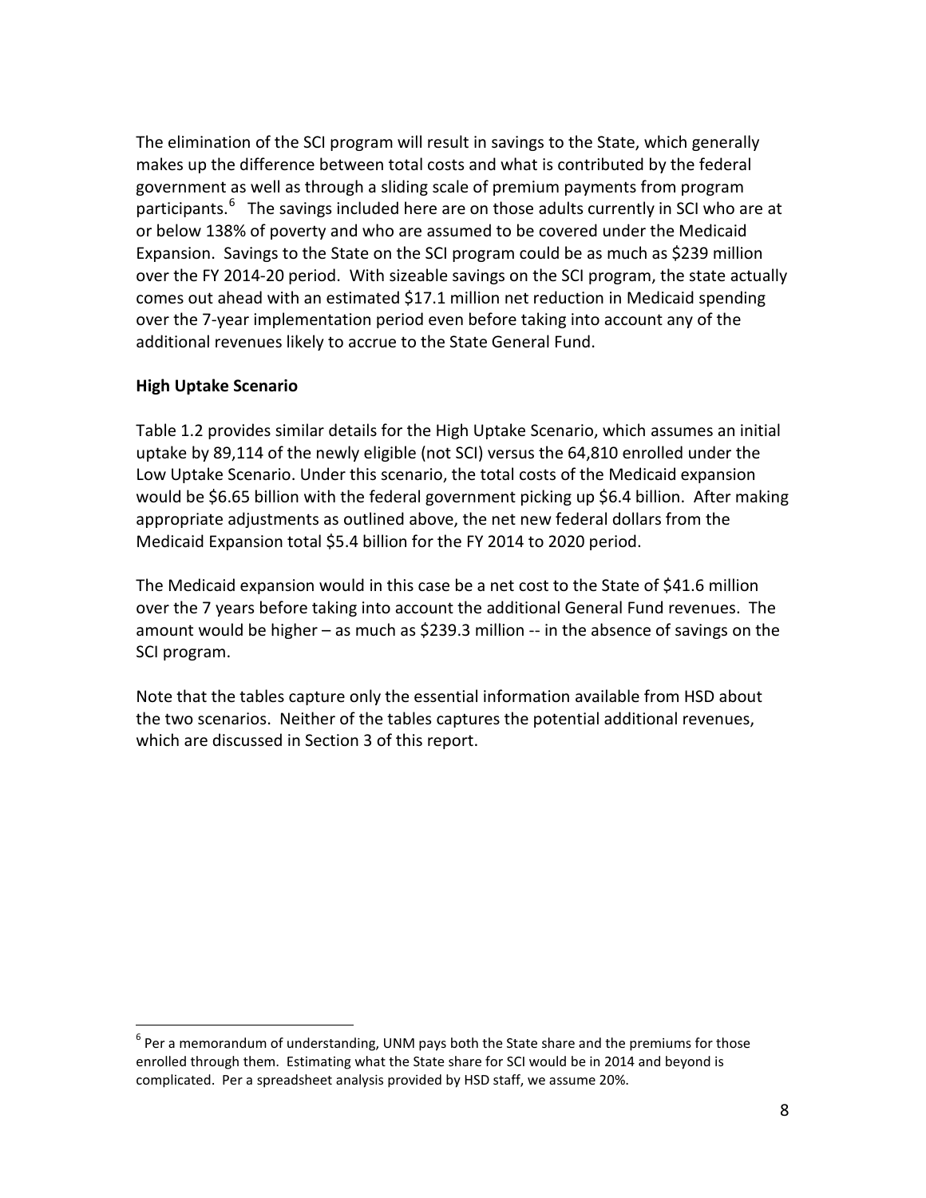The elimination of the SCI program will result in savings to the State, which generally makes up the difference between total costs and what is contributed by the federal government as well as through a sliding scale of premium payments from program participants.[6] The savings included here are on those adults currently in SCI who are at or below 138% of poverty and who are assumed to be covered under the Medicaid Expansion. Savings to the State on the SCI program could be as much as $239 million over the FY 2014-20 period. With sizeable savings on the SCI program, the state actually comes out ahead with an estimated $17.1 million net reduction in Medicaid spending over the 7-year implementation period even before taking into account any of the additional revenues likely to accrue to the State General Fund.

**High Uptake Scenario**

Table 1.2 provides similar details for the High Uptake Scenario, which assumes an initial uptake by 89,114 of the newly eligible (not SCI) versus the 64,810 enrolled under the Low Uptake Scenario. Under this scenario, the total costs of the Medicaid expansion would be $6.65 billion with the federal government picking up $6.4 billion. After making appropriate adjustments as outlined above, the net new federal dollars from the Medicaid Expansion total $5.4 billion for the FY 2014 to 2020 period.

The Medicaid expansion would in this case be a net cost to the State of $41.6 million over the 7 years before taking into account the additional General Fund revenues. The amount would be higher – as much as $239.3 million -- in the absence of savings on the SCI program.

Note that the tables capture only the essential information available from HSD about the two scenarios. Neither of the tables captures the potential additional revenues, which are discussed in Section 3 of this report.

---

[6] Per a memorandum of understanding, UNM pays both the State share and the premiums for those enrolled through them. Estimating what the State share for SCI would be in 2014 and beyond is complicated. Per a spreadsheet analysis provided by HSD staff, we assume 20%.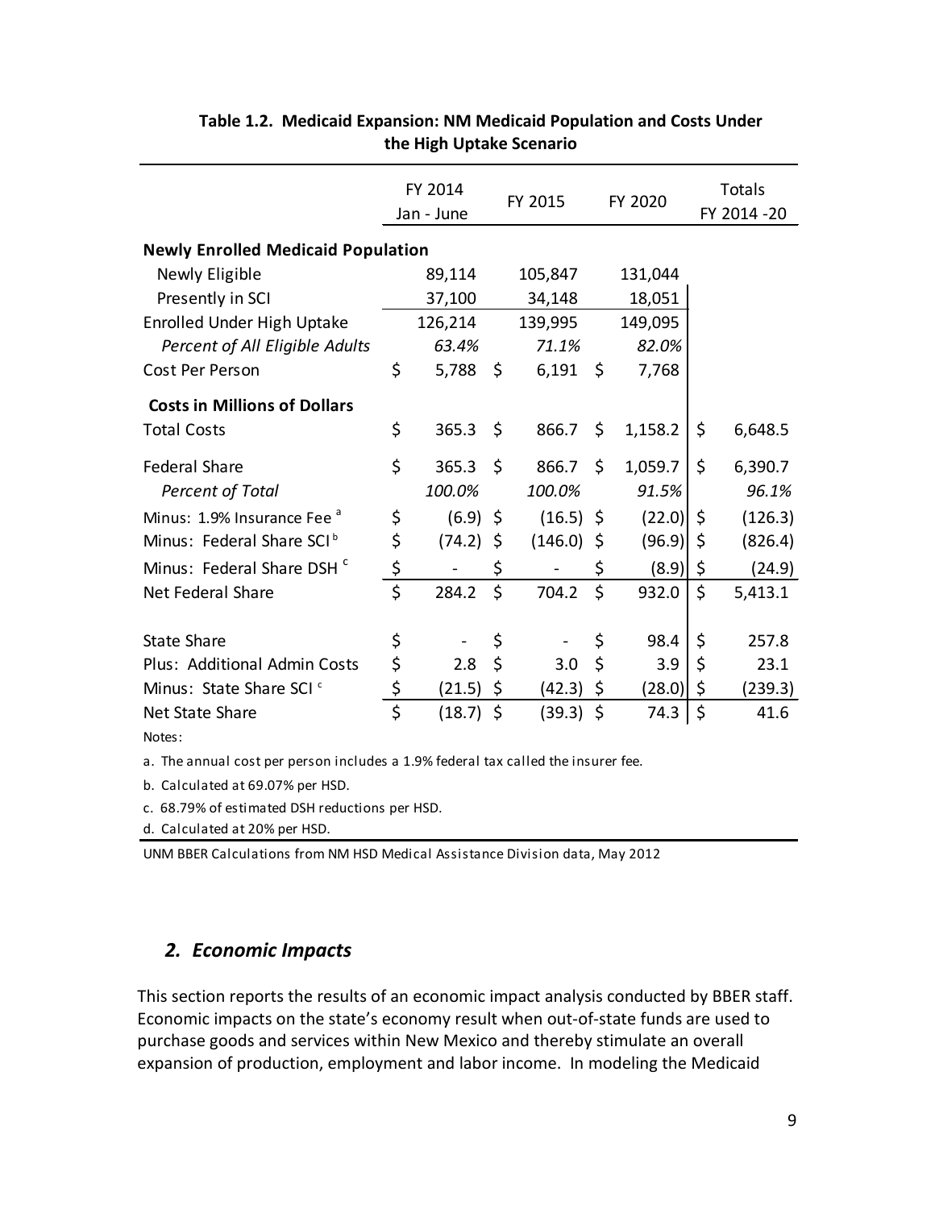**Table 1.2. Medicaid Expansion: NM Medicaid Population and Costs Under the High Uptake Scenario**

| | FY 2014 Jan - June | FY 2015 | FY 2020 | Totals FY 2014 -20 |
|---|---|---|---|---|
| **Newly Enrolled Medicaid Population** | | | | |
| Newly Eligible | 89,114 | 105,847 | 131,044 | |
| Presently in SCI | 37,100 | 34,148 | 18,051 | |
| Enrolled Under High Uptake | 126,214 | 139,995 | 149,095 | |
| *Percent of All Eligible Adults* | *63.4%* | *71.1%* | *82.0%* | |
| Cost Per Person | $ 5,788 | $ 6,191 | $ 7,768 | |
| **Costs in Millions of Dollars** | | | | |
| Total Costs | $ 365.3 | $ 866.7 | $ 1,158.2 | $ 6,648.5 |
| Federal Share | $ 365.3 | $ 866.7 | $ 1,059.7 | $ 6,390.7 |
| *Percent of Total* | *100.0%* | *100.0%* | *91.5%* | *96.1%* |
| Minus: 1.9% Insurance Fee [a] | $ (6.9) | $ (16.5) | $ (22.0) | $ (126.3) |
| Minus: Federal Share SCI [b] | $ (74.2) | $ (146.0) | $ (96.9) | $ (826.4) |
| Minus: Federal Share DSH [c] | $ - | $ - | $ (8.9) | $ (24.9) |
| Net Federal Share | $ 284.2 | $ 704.2 | $ 932.0 | $ 5,413.1 |
| State Share | $ - | $ - | $ 98.4 | $ 257.8 |
| Plus: Additional Admin Costs | $ 2.8 | $ 3.0 | $ 3.9 | $ 23.1 |
| Minus: State Share SCI [c] | $ (21.5) | $ (42.3) | $ (28.0) | $ (239.3) |
| Net State Share | $ (18.7) | $ (39.3) | $ 74.3 | $ 41.6 |

Notes:

a. The annual cost per person includes a 1.9% federal tax called the insurer fee.

b. Calculated at 69.07% per HSD.

c. 68.79% of estimated DSH reductions per HSD.

d. Calculated at 20% per HSD.

UNM BBER Calculations from NM HSD Medical Assistance Division data, May 2012

## *2. Economic Impacts*

This section reports the results of an economic impact analysis conducted by BBER staff. Economic impacts on the state's economy result when out-of-state funds are used to purchase goods and services within New Mexico and thereby stimulate an overall expansion of production, employment and labor income. In modeling the Medicaid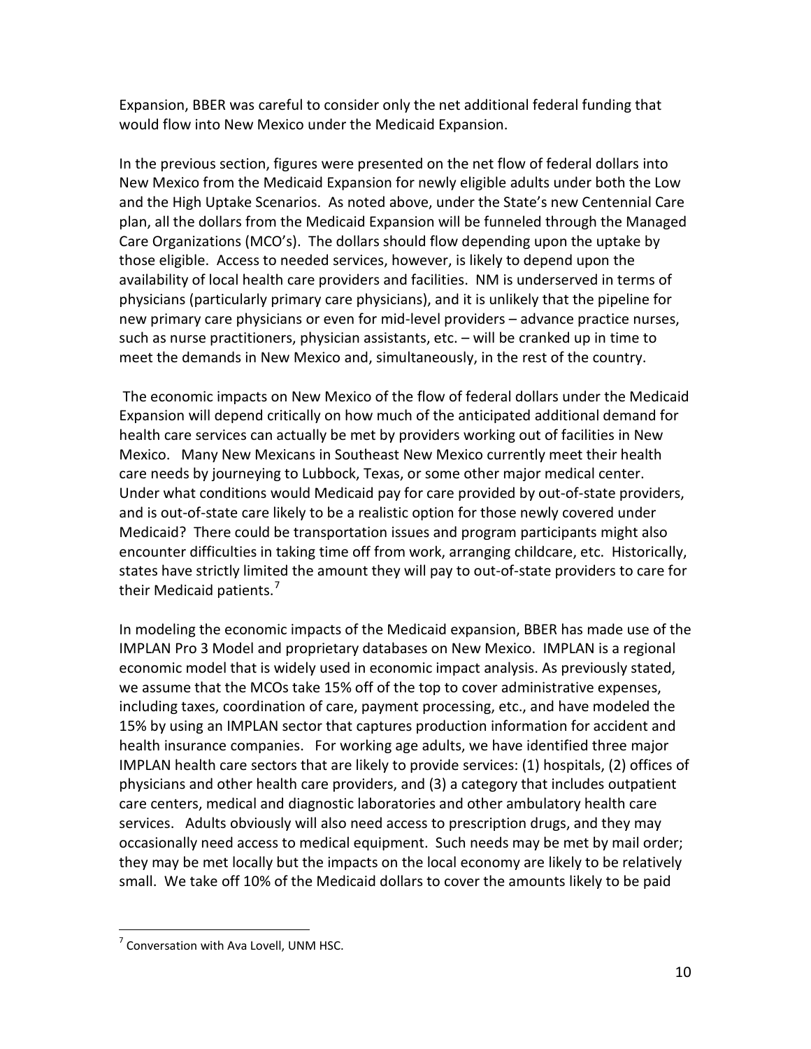Expansion, BBER was careful to consider only the net additional federal funding that would flow into New Mexico under the Medicaid Expansion.

In the previous section, figures were presented on the net flow of federal dollars into New Mexico from the Medicaid Expansion for newly eligible adults under both the Low and the High Uptake Scenarios. As noted above, under the State's new Centennial Care plan, all the dollars from the Medicaid Expansion will be funneled through the Managed Care Organizations (MCO's). The dollars should flow depending upon the uptake by those eligible. Access to needed services, however, is likely to depend upon the availability of local health care providers and facilities. NM is underserved in terms of physicians (particularly primary care physicians), and it is unlikely that the pipeline for new primary care physicians or even for mid-level providers – advance practice nurses, such as nurse practitioners, physician assistants, etc. – will be cranked up in time to meet the demands in New Mexico and, simultaneously, in the rest of the country.

The economic impacts on New Mexico of the flow of federal dollars under the Medicaid Expansion will depend critically on how much of the anticipated additional demand for health care services can actually be met by providers working out of facilities in New Mexico. Many New Mexicans in Southeast New Mexico currently meet their health care needs by journeying to Lubbock, Texas, or some other major medical center. Under what conditions would Medicaid pay for care provided by out-of-state providers, and is out-of-state care likely to be a realistic option for those newly covered under Medicaid? There could be transportation issues and program participants might also encounter difficulties in taking time off from work, arranging childcare, etc. Historically, states have strictly limited the amount they will pay to out-of-state providers to care for their Medicaid patients.[7]

In modeling the economic impacts of the Medicaid expansion, BBER has made use of the IMPLAN Pro 3 Model and proprietary databases on New Mexico. IMPLAN is a regional economic model that is widely used in economic impact analysis. As previously stated, we assume that the MCOs take 15% off of the top to cover administrative expenses, including taxes, coordination of care, payment processing, etc., and have modeled the 15% by using an IMPLAN sector that captures production information for accident and health insurance companies. For working age adults, we have identified three major IMPLAN health care sectors that are likely to provide services: (1) hospitals, (2) offices of physicians and other health care providers, and (3) a category that includes outpatient care centers, medical and diagnostic laboratories and other ambulatory health care services. Adults obviously will also need access to prescription drugs, and they may occasionally need access to medical equipment. Such needs may be met by mail order; they may be met locally but the impacts on the local economy are likely to be relatively small. We take off 10% of the Medicaid dollars to cover the amounts likely to be paid

---

[7] Conversation with Ava Lovell, UNM HSC.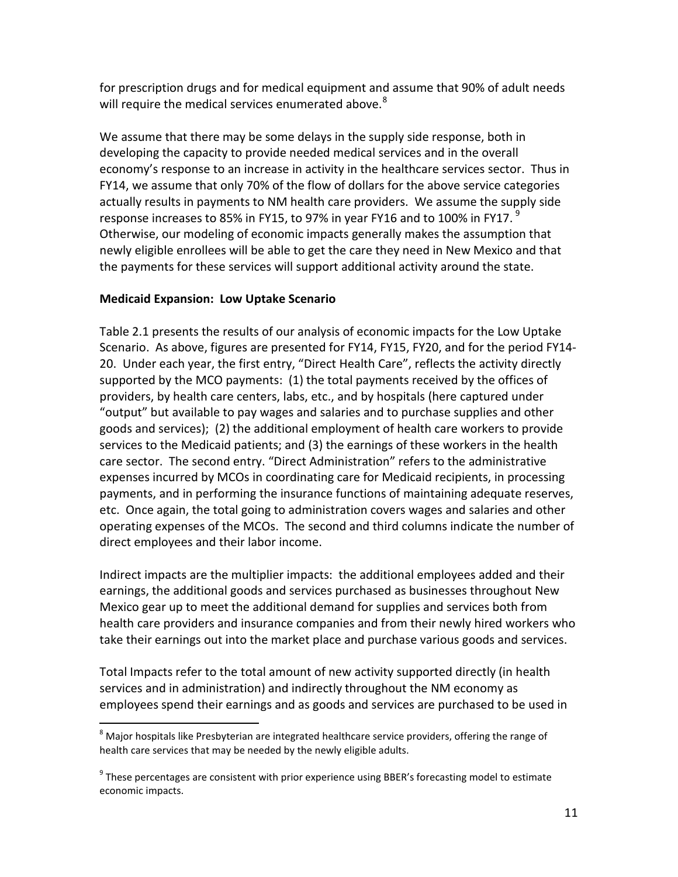for prescription drugs and for medical equipment and assume that 90% of adult needs will require the medical services enumerated above.[8]

We assume that there may be some delays in the supply side response, both in developing the capacity to provide needed medical services and in the overall economy's response to an increase in activity in the healthcare services sector. Thus in FY14, we assume that only 70% of the flow of dollars for the above service categories actually results in payments to NM health care providers. We assume the supply side response increases to 85% in FY15, to 97% in year FY16 and to 100% in FY17.[9] Otherwise, our modeling of economic impacts generally makes the assumption that newly eligible enrollees will be able to get the care they need in New Mexico and that the payments for these services will support additional activity around the state.

**Medicaid Expansion: Low Uptake Scenario**

Table 2.1 presents the results of our analysis of economic impacts for the Low Uptake Scenario. As above, figures are presented for FY14, FY15, FY20, and for the period FY14-20. Under each year, the first entry, "Direct Health Care", reflects the activity directly supported by the MCO payments: (1) the total payments received by the offices of providers, by health care centers, labs, etc., and by hospitals (here captured under "output" but available to pay wages and salaries and to purchase supplies and other goods and services); (2) the additional employment of health care workers to provide services to the Medicaid patients; and (3) the earnings of these workers in the health care sector. The second entry. "Direct Administration" refers to the administrative expenses incurred by MCOs in coordinating care for Medicaid recipients, in processing payments, and in performing the insurance functions of maintaining adequate reserves, etc. Once again, the total going to administration covers wages and salaries and other operating expenses of the MCOs. The second and third columns indicate the number of direct employees and their labor income.

Indirect impacts are the multiplier impacts: the additional employees added and their earnings, the additional goods and services purchased as businesses throughout New Mexico gear up to meet the additional demand for supplies and services both from health care providers and insurance companies and from their newly hired workers who take their earnings out into the market place and purchase various goods and services.

Total Impacts refer to the total amount of new activity supported directly (in health services and in administration) and indirectly throughout the NM economy as employees spend their earnings and as goods and services are purchased to be used in

[8] Major hospitals like Presbyterian are integrated healthcare service providers, offering the range of health care services that may be needed by the newly eligible adults.

[9] These percentages are consistent with prior experience using BBER's forecasting model to estimate economic impacts.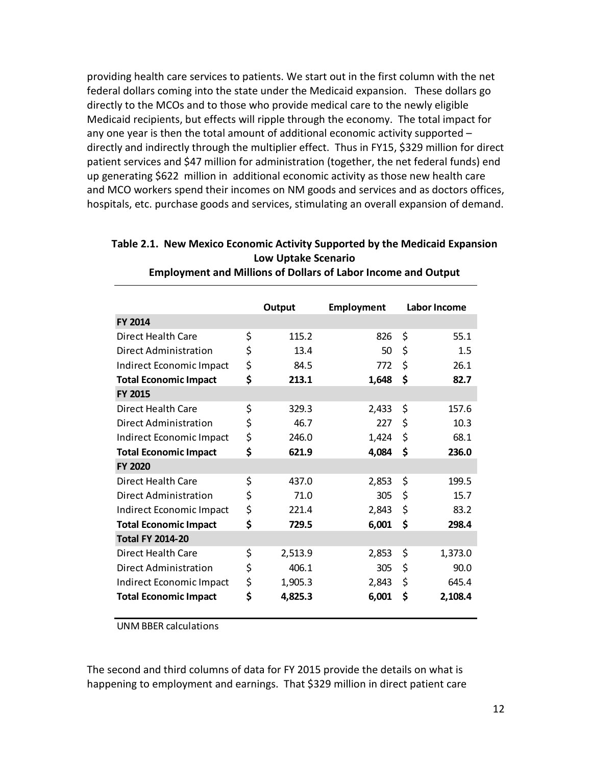providing health care services to patients. We start out in the first column with the net federal dollars coming into the state under the Medicaid expansion. These dollars go directly to the MCOs and to those who provide medical care to the newly eligible Medicaid recipients, but effects will ripple through the economy. The total impact for any one year is then the total amount of additional economic activity supported – directly and indirectly through the multiplier effect. Thus in FY15, $329 million for direct patient services and $47 million for administration (together, the net federal funds) end up generating $622 million in additional economic activity as those new health care and MCO workers spend their incomes on NM goods and services and as doctors offices, hospitals, etc. purchase goods and services, stimulating an overall expansion of demand.

**Table 2.1. New Mexico Economic Activity Supported by the Medicaid Expansion**
**Low Uptake Scenario**
**Employment and Millions of Dollars of Labor Income and Output**

| | Output | Employment | Labor Income |
|---|---|---|---|
| **FY 2014** | | | |
| Direct Health Care | $ 115.2 | 826 | $ 55.1 |
| Direct Administration | $ 13.4 | 50 | $ 1.5 |
| Indirect Economic Impact | $ 84.5 | 772 | $ 26.1 |
| **Total Economic Impact** | **$ 213.1** | **1,648** | **$ 82.7** |
| **FY 2015** | | | |
| Direct Health Care | $ 329.3 | 2,433 | $ 157.6 |
| Direct Administration | $ 46.7 | 227 | $ 10.3 |
| Indirect Economic Impact | $ 246.0 | 1,424 | $ 68.1 |
| **Total Economic Impact** | **$ 621.9** | **4,084** | **$ 236.0** |
| **FY 2020** | | | |
| Direct Health Care | $ 437.0 | 2,853 | $ 199.5 |
| Direct Administration | $ 71.0 | 305 | $ 15.7 |
| Indirect Economic Impact | $ 221.4 | 2,843 | $ 83.2 |
| **Total Economic Impact** | **$ 729.5** | **6,001** | **$ 298.4** |
| **Total FY 2014-20** | | | |
| Direct Health Care | $ 2,513.9 | 2,853 | $ 1,373.0 |
| Direct Administration | $ 406.1 | 305 | $ 90.0 |
| Indirect Economic Impact | $ 1,905.3 | 2,843 | $ 645.4 |
| **Total Economic Impact** | **$ 4,825.3** | **6,001** | **$ 2,108.4** |

UNM BBER calculations

The second and third columns of data for FY 2015 provide the details on what is happening to employment and earnings. That $329 million in direct patient care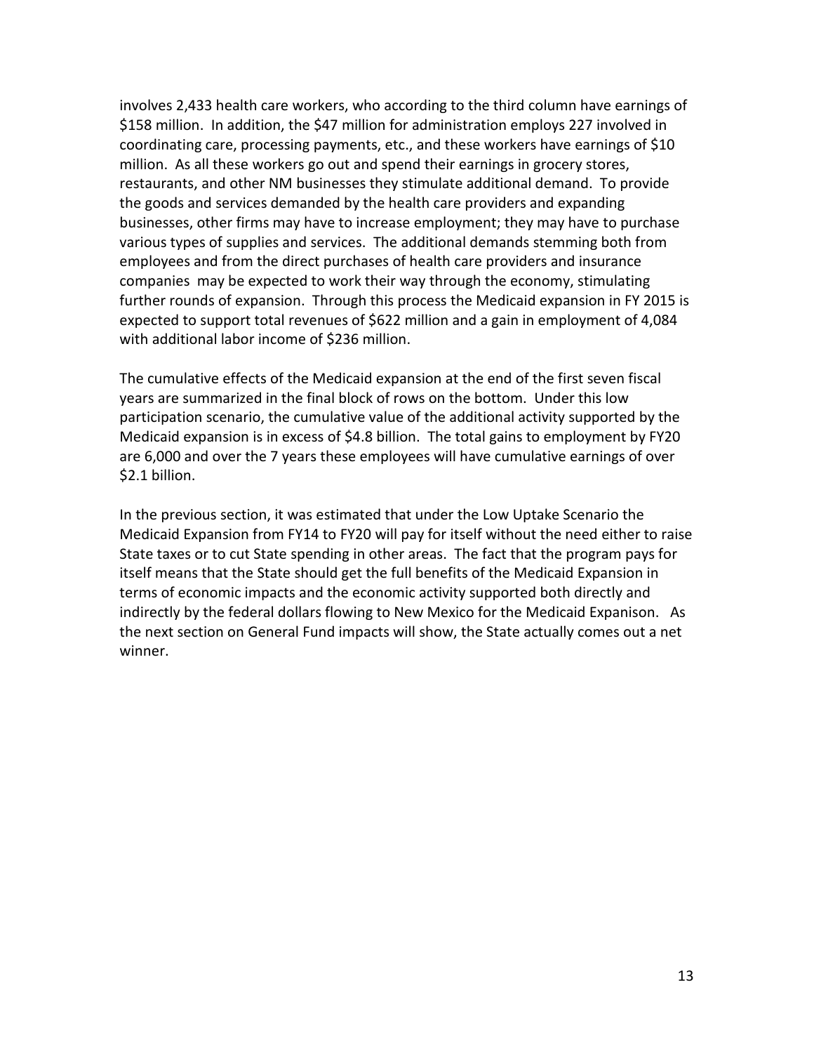involves 2,433 health care workers, who according to the third column have earnings of $158 million. In addition, the $47 million for administration employs 227 involved in coordinating care, processing payments, etc., and these workers have earnings of $10 million. As all these workers go out and spend their earnings in grocery stores, restaurants, and other NM businesses they stimulate additional demand. To provide the goods and services demanded by the health care providers and expanding businesses, other firms may have to increase employment; they may have to purchase various types of supplies and services. The additional demands stemming both from employees and from the direct purchases of health care providers and insurance companies may be expected to work their way through the economy, stimulating further rounds of expansion. Through this process the Medicaid expansion in FY 2015 is expected to support total revenues of $622 million and a gain in employment of 4,084 with additional labor income of $236 million.

The cumulative effects of the Medicaid expansion at the end of the first seven fiscal years are summarized in the final block of rows on the bottom. Under this low participation scenario, the cumulative value of the additional activity supported by the Medicaid expansion is in excess of $4.8 billion. The total gains to employment by FY20 are 6,000 and over the 7 years these employees will have cumulative earnings of over $2.1 billion.

In the previous section, it was estimated that under the Low Uptake Scenario the Medicaid Expansion from FY14 to FY20 will pay for itself without the need either to raise State taxes or to cut State spending in other areas. The fact that the program pays for itself means that the State should get the full benefits of the Medicaid Expansion in terms of economic impacts and the economic activity supported both directly and indirectly by the federal dollars flowing to New Mexico for the Medicaid Expanison. As the next section on General Fund impacts will show, the State actually comes out a net winner.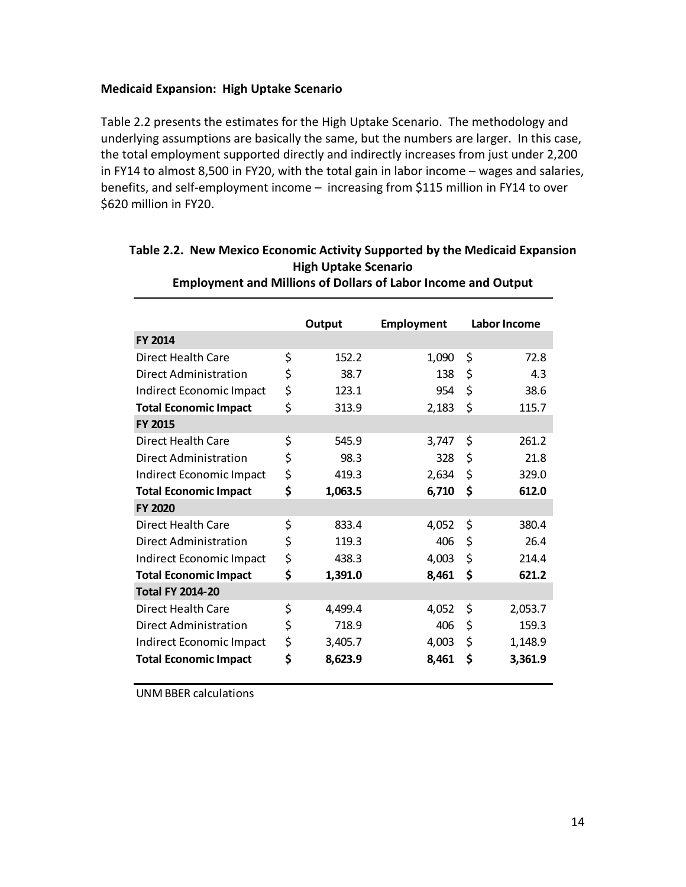**Medicaid Expansion: High Uptake Scenario**

Table 2.2 presents the estimates for the High Uptake Scenario. The methodology and underlying assumptions are basically the same, but the numbers are larger. In this case, the total employment supported directly and indirectly increases from just under 2,200 in FY14 to almost 8,500 in FY20, with the total gain in labor income – wages and salaries, benefits, and self-employment income – increasing from \$115 million in FY14 to over \$620 million in FY20.

**Table 2.2. New Mexico Economic Activity Supported by the Medicaid Expansion High Uptake Scenario Employment and Millions of Dollars of Labor Income and Output**

| | Output | Employment | Labor Income |
|---|---|---|---|
| **FY 2014** | | | |
| Direct Health Care | \$ 152.2 | 1,090 | \$ 72.8 |
| Direct Administration | \$ 38.7 | 138 | \$ 4.3 |
| Indirect Economic Impact | \$ 123.1 | 954 | \$ 38.6 |
| **Total Economic Impact** | \$ 313.9 | 2,183 | \$ 115.7 |
| **FY 2015** | | | |
| Direct Health Care | \$ 545.9 | 3,747 | \$ 261.2 |
| Direct Administration | \$ 98.3 | 328 | \$ 21.8 |
| Indirect Economic Impact | \$ 419.3 | 2,634 | \$ 329.0 |
| **Total Economic Impact** | **\$ 1,063.5** | **6,710** | **\$ 612.0** |
| **FY 2020** | | | |
| Direct Health Care | \$ 833.4 | 4,052 | \$ 380.4 |
| Direct Administration | \$ 119.3 | 406 | \$ 26.4 |
| Indirect Economic Impact | \$ 438.3 | 4,003 | \$ 214.4 |
| **Total Economic Impact** | **\$ 1,391.0** | **8,461** | **\$ 621.2** |
| **Total FY 2014-20** | | | |
| Direct Health Care | \$ 4,499.4 | 4,052 | \$ 2,053.7 |
| Direct Administration | \$ 718.9 | 406 | \$ 159.3 |
| Indirect Economic Impact | \$ 3,405.7 | 4,003 | \$ 1,148.9 |
| **Total Economic Impact** | **\$ 8,623.9** | **8,461** | **\$ 3,361.9** |

UNM BBER calculations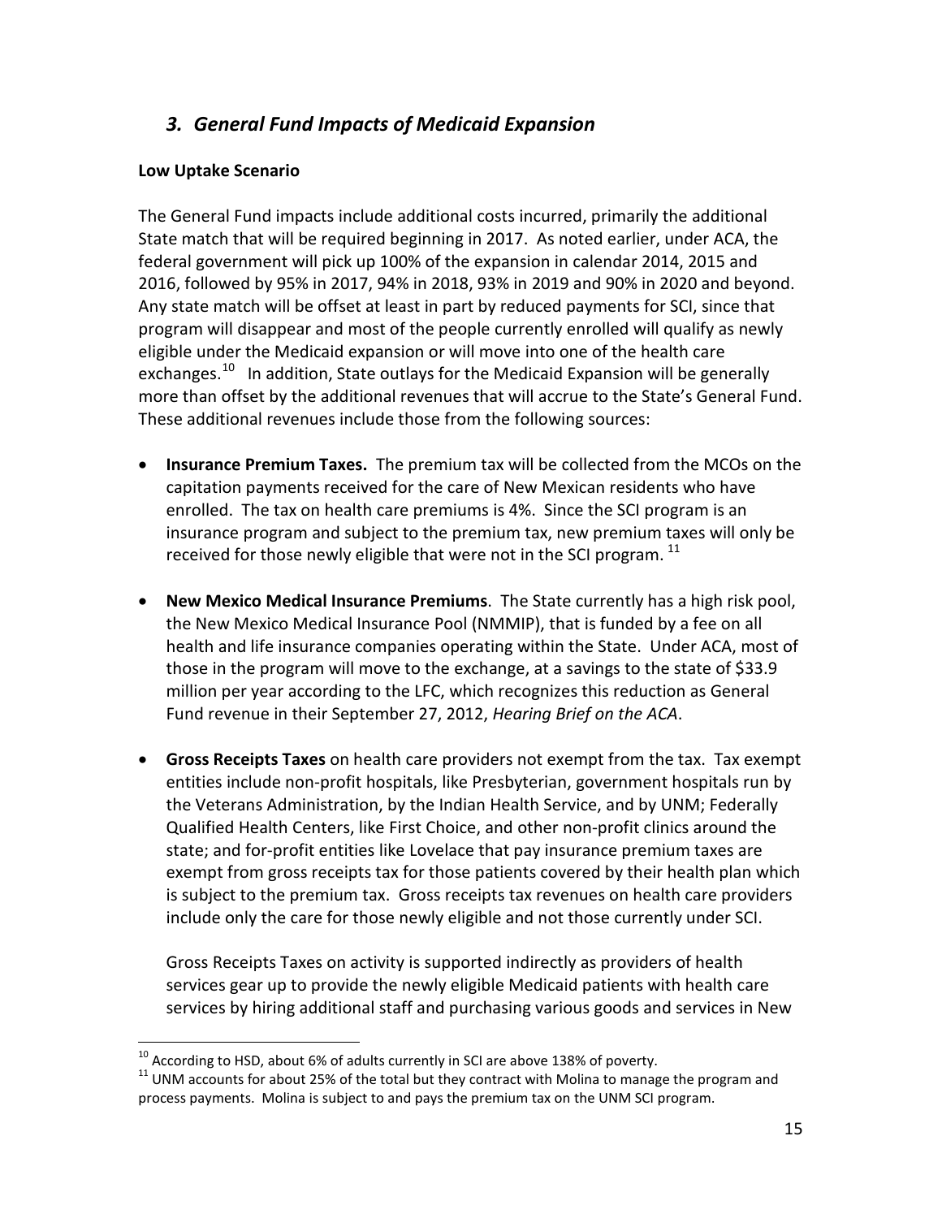## *3. General Fund Impacts of Medicaid Expansion*

**Low Uptake Scenario**

The General Fund impacts include additional costs incurred, primarily the additional State match that will be required beginning in 2017. As noted earlier, under ACA, the federal government will pick up 100% of the expansion in calendar 2014, 2015 and 2016, followed by 95% in 2017, 94% in 2018, 93% in 2019 and 90% in 2020 and beyond. Any state match will be offset at least in part by reduced payments for SCI, since that program will disappear and most of the people currently enrolled will qualify as newly eligible under the Medicaid expansion or will move into one of the health care exchanges.[10] In addition, State outlays for the Medicaid Expansion will be generally more than offset by the additional revenues that will accrue to the State's General Fund. These additional revenues include those from the following sources:

- **Insurance Premium Taxes.** The premium tax will be collected from the MCOs on the capitation payments received for the care of New Mexican residents who have enrolled. The tax on health care premiums is 4%. Since the SCI program is an insurance program and subject to the premium tax, new premium taxes will only be received for those newly eligible that were not in the SCI program.[11]

- **New Mexico Medical Insurance Premiums**. The State currently has a high risk pool, the New Mexico Medical Insurance Pool (NMMIP), that is funded by a fee on all health and life insurance companies operating within the State. Under ACA, most of those in the program will move to the exchange, at a savings to the state of $33.9 million per year according to the LFC, which recognizes this reduction as General Fund revenue in their September 27, 2012, *Hearing Brief on the ACA*.

- **Gross Receipts Taxes** on health care providers not exempt from the tax. Tax exempt entities include non-profit hospitals, like Presbyterian, government hospitals run by the Veterans Administration, by the Indian Health Service, and by UNM; Federally Qualified Health Centers, like First Choice, and other non-profit clinics around the state; and for-profit entities like Lovelace that pay insurance premium taxes are exempt from gross receipts tax for those patients covered by their health plan which is subject to the premium tax. Gross receipts tax revenues on health care providers include only the care for those newly eligible and not those currently under SCI.

  Gross Receipts Taxes on activity is supported indirectly as providers of health services gear up to provide the newly eligible Medicaid patients with health care services by hiring additional staff and purchasing various goods and services in New

---

[10] According to HSD, about 6% of adults currently in SCI are above 138% of poverty.

[11] UNM accounts for about 25% of the total but they contract with Molina to manage the program and process payments. Molina is subject to and pays the premium tax on the UNM SCI program.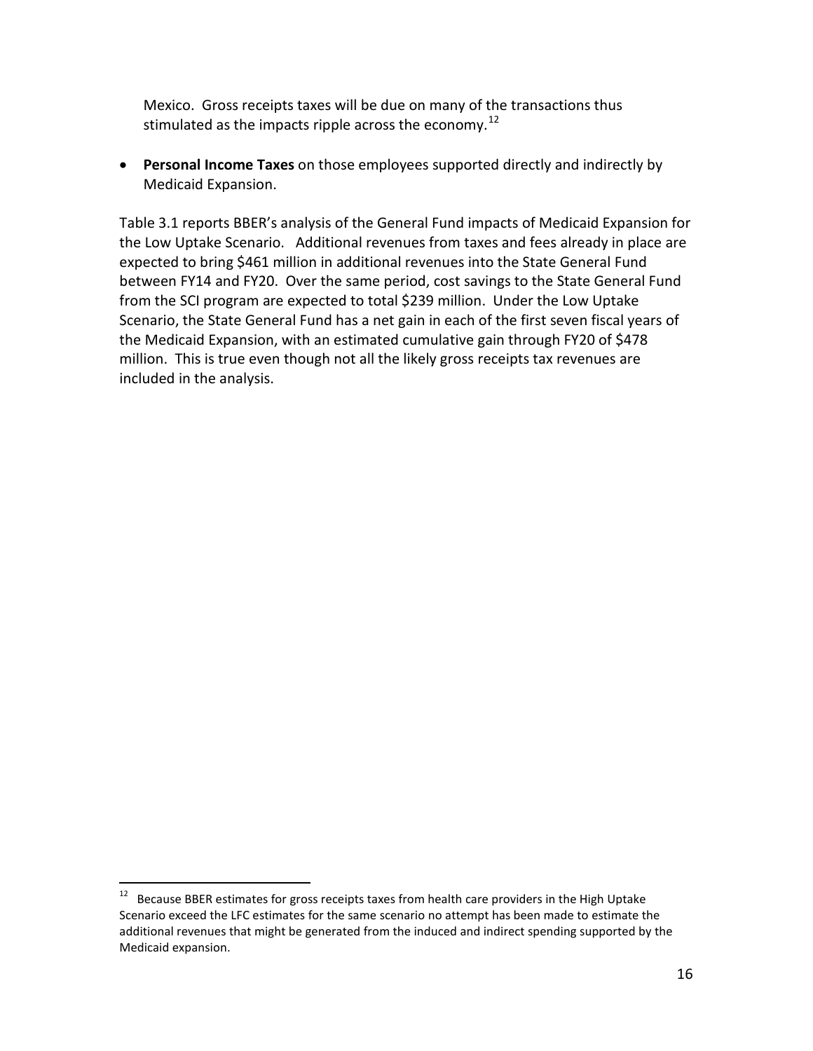Mexico.  Gross receipts taxes will be due on many of the transactions thus stimulated as the impacts ripple across the economy.[12]

- **Personal Income Taxes** on those employees supported directly and indirectly by Medicaid Expansion.

Table 3.1 reports BBER's analysis of the General Fund impacts of Medicaid Expansion for the Low Uptake Scenario.   Additional revenues from taxes and fees already in place are expected to bring $461 million in additional revenues into the State General Fund between FY14 and FY20.  Over the same period, cost savings to the State General Fund from the SCI program are expected to total $239 million.  Under the Low Uptake Scenario, the State General Fund has a net gain in each of the first seven fiscal years of the Medicaid Expansion, with an estimated cumulative gain through FY20 of $478 million.  This is true even though not all the likely gross receipts tax revenues are included in the analysis.

[12] Because BBER estimates for gross receipts taxes from health care providers in the High Uptake Scenario exceed the LFC estimates for the same scenario no attempt has been made to estimate the additional revenues that might be generated from the induced and indirect spending supported by the Medicaid expansion.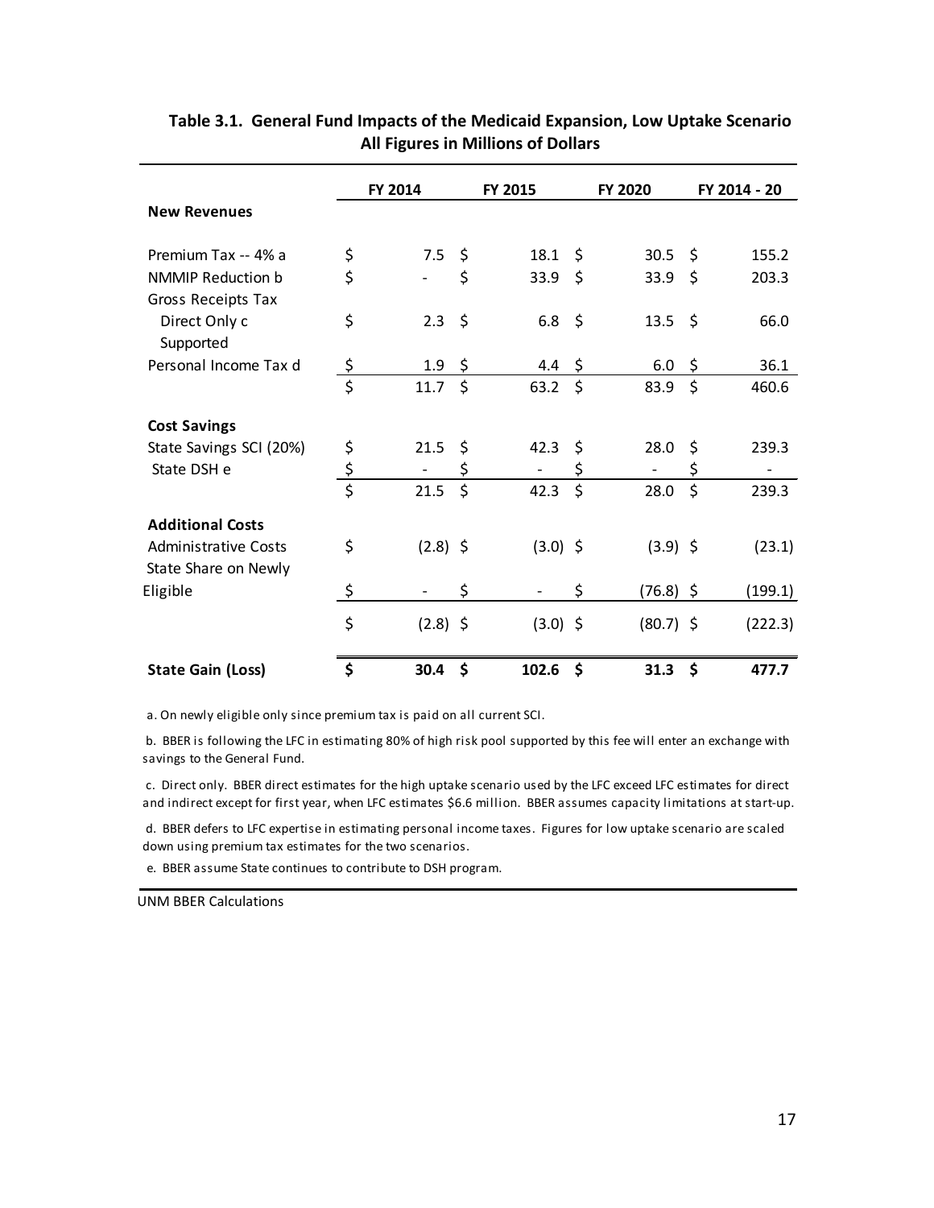**Table 3.1. General Fund Impacts of the Medicaid Expansion, Low Uptake Scenario**
**All Figures in Millions of Dollars**

| | FY 2014 | FY 2015 | FY 2020 | FY 2014 - 20 |
|---|---|---|---|---|
| **New Revenues** | | | | |
| Premium Tax -- 4% a | $ 7.5 | $ 18.1 | $ 30.5 | $ 155.2 |
| NMMIP Reduction b | $ - | $ 33.9 | $ 33.9 | $ 203.3 |
| Gross Receipts Tax | | | | |
| Direct Only c | $ 2.3 | $ 6.8 | $ 13.5 | $ 66.0 |
| Supported | | | | |
| Personal Income Tax d | $ 1.9 | $ 4.4 | $ 6.0 | $ 36.1 |
| | $ 11.7 | $ 63.2 | $ 83.9 | $ 460.6 |
| **Cost Savings** | | | | |
| State Savings SCI (20%) | $ 21.5 | $ 42.3 | $ 28.0 | $ 239.3 |
| State DSH e | $ - | $ - | $ - | $ - |
| | $ 21.5 | $ 42.3 | $ 28.0 | $ 239.3 |
| **Additional Costs** | | | | |
| Administrative Costs | $ (2.8) | $ (3.0) | $ (3.9) | $ (23.1) |
| State Share on Newly Eligible | $ - | $ - | $ (76.8) | $ (199.1) |
| | $ (2.8) | $ (3.0) | $ (80.7) | $ (222.3) |
| **State Gain (Loss)** | **$ 30.4** | **$ 102.6** | **$ 31.3** | **$ 477.7** |

a. On newly eligible only since premium tax is paid on all current SCI.

b. BBER is following the LFC in estimating 80% of high risk pool supported by this fee will enter an exchange with savings to the General Fund.

c. Direct only. BBER direct estimates for the high uptake scenario used by the LFC exceed LFC estimates for direct and indirect except for first year, when LFC estimates $6.6 million. BBER assumes capacity limitations at start-up.

d. BBER defers to LFC expertise in estimating personal income taxes. Figures for low uptake scenario are scaled down using premium tax estimates for the two scenarios.

e. BBER assume State continues to contribute to DSH program.

UNM BBER Calculations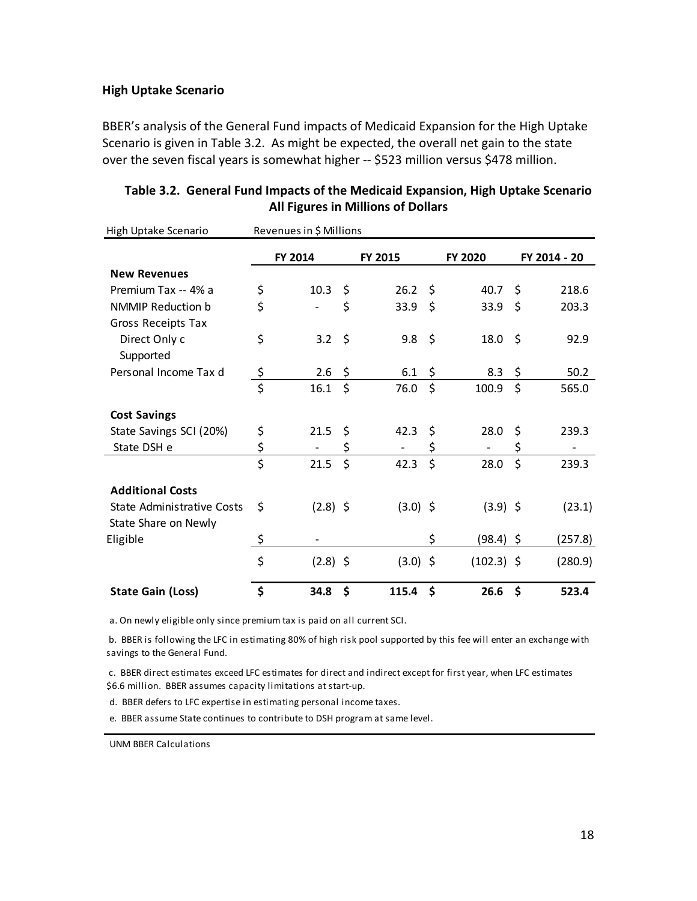### High Uptake Scenario

BBER's analysis of the General Fund impacts of Medicaid Expansion for the High Uptake Scenario is given in Table 3.2. As might be expected, the overall net gain to the state over the seven fiscal years is somewhat higher -- $523 million versus $478 million.

**Table 3.2. General Fund Impacts of the Medicaid Expansion, High Uptake Scenario All Figures in Millions of Dollars**

| High Uptake Scenario | Revenues in $ Millions | | | |
|---|---|---|---|---|
| | **FY 2014** | **FY 2015** | **FY 2020** | **FY 2014 - 20** |
| **New Revenues** | | | | |
| Premium Tax -- 4% a | $ 10.3 | $ 26.2 | $ 40.7 | $ 218.6 |
| NMMIP Reduction b | $ - | $ 33.9 | $ 33.9 | $ 203.3 |
| Gross Receipts Tax | | | | |
| Direct Only c | $ 3.2 | $ 9.8 | $ 18.0 | $ 92.9 |
| Supported | | | | |
| Personal Income Tax d | $ 2.6 | $ 6.1 | $ 8.3 | $ 50.2 |
| | $ 16.1 | $ 76.0 | $ 100.9 | $ 565.0 |
| **Cost Savings** | | | | |
| State Savings SCI (20%) | $ 21.5 | $ 42.3 | $ 28.0 | $ 239.3 |
| State DSH e | $ - | $ - | $ - | $ - |
| | $ 21.5 | $ 42.3 | $ 28.0 | $ 239.3 |
| **Additional Costs** | | | | |
| State Administrative Costs | $ (2.8) | $ (3.0) | $ (3.9) | $ (23.1) |
| State Share on Newly Eligible | $ - | | $ (98.4) | $ (257.8) |
| | $ (2.8) | $ (3.0) | $ (102.3) | $ (280.9) |
| **State Gain (Loss)** | **$ 34.8** | **$ 115.4** | **$ 26.6** | **$ 523.4** |

a. On newly eligible only since premium tax is paid on all current SCI.

b. BBER is following the LFC in estimating 80% of high risk pool supported by this fee will enter an exchange with savings to the General Fund.

c. BBER direct estimates exceed LFC estimates for direct and indirect except for first year, when LFC estimates $6.6 million. BBER assumes capacity limitations at start-up.

d. BBER defers to LFC expertise in estimating personal income taxes.

e. BBER assume State continues to contribute to DSH program at same level.

UNM BBER Calculations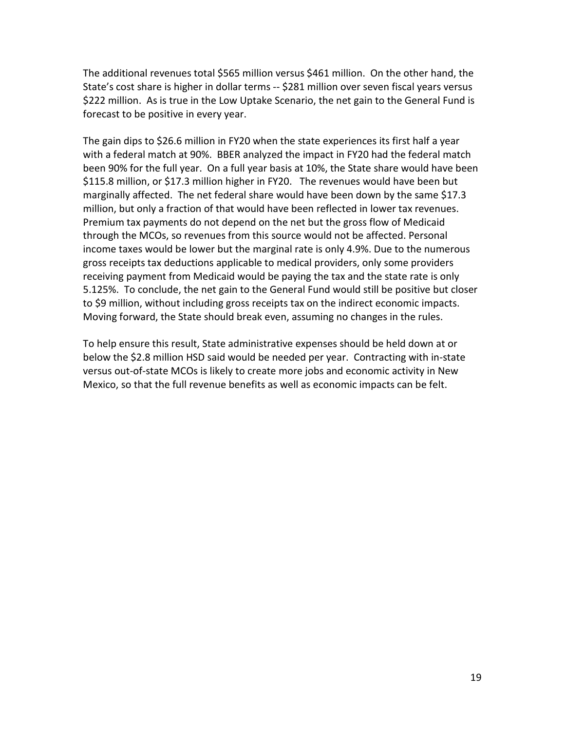The additional revenues total $565 million versus $461 million. On the other hand, the State's cost share is higher in dollar terms -- $281 million over seven fiscal years versus $222 million. As is true in the Low Uptake Scenario, the net gain to the General Fund is forecast to be positive in every year.

The gain dips to $26.6 million in FY20 when the state experiences its first half a year with a federal match at 90%. BBER analyzed the impact in FY20 had the federal match been 90% for the full year. On a full year basis at 10%, the State share would have been $115.8 million, or $17.3 million higher in FY20. The revenues would have been but marginally affected. The net federal share would have been down by the same $17.3 million, but only a fraction of that would have been reflected in lower tax revenues. Premium tax payments do not depend on the net but the gross flow of Medicaid through the MCOs, so revenues from this source would not be affected. Personal income taxes would be lower but the marginal rate is only 4.9%. Due to the numerous gross receipts tax deductions applicable to medical providers, only some providers receiving payment from Medicaid would be paying the tax and the state rate is only 5.125%. To conclude, the net gain to the General Fund would still be positive but closer to $9 million, without including gross receipts tax on the indirect economic impacts. Moving forward, the State should break even, assuming no changes in the rules.

To help ensure this result, State administrative expenses should be held down at or below the $2.8 million HSD said would be needed per year. Contracting with in-state versus out-of-state MCOs is likely to create more jobs and economic activity in New Mexico, so that the full revenue benefits as well as economic impacts can be felt.